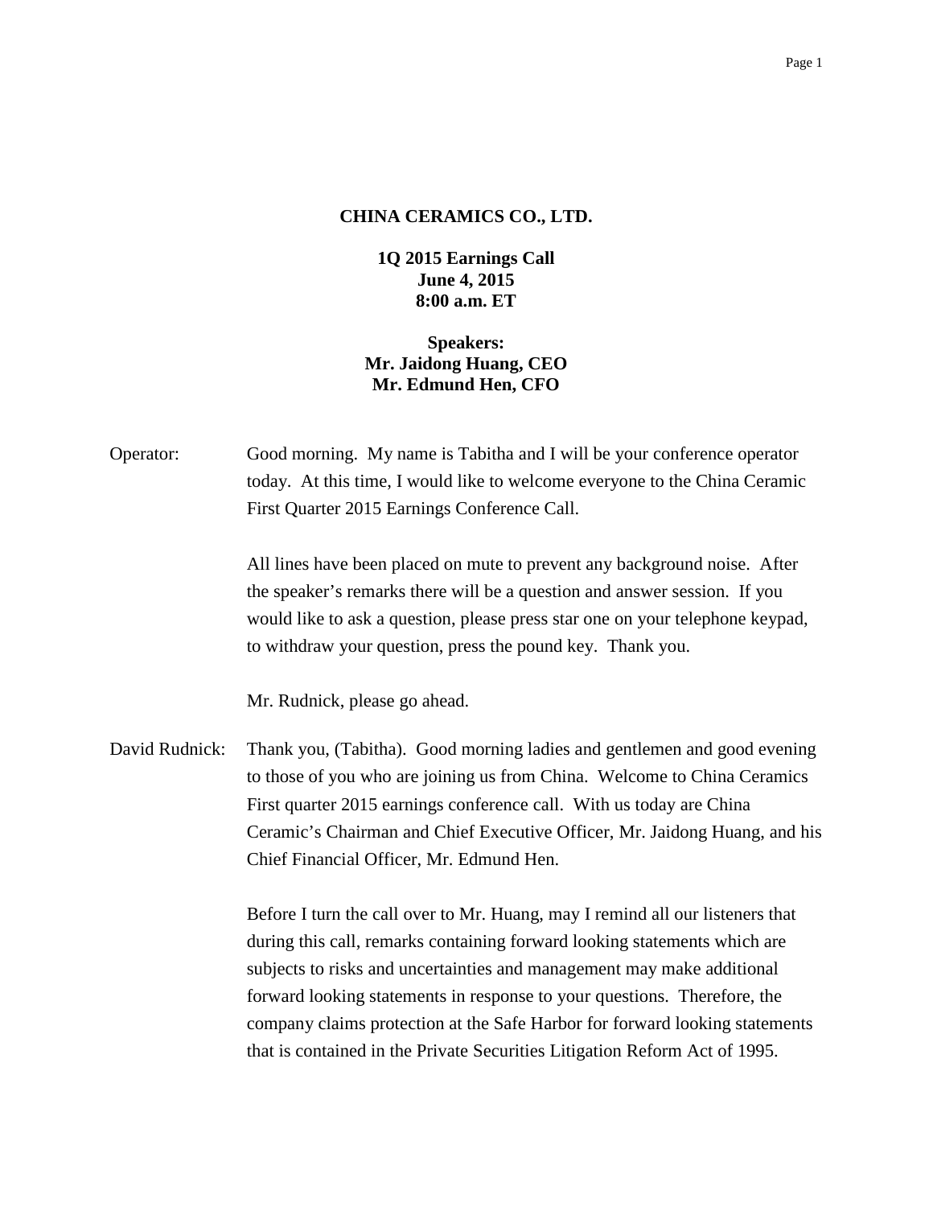**CHINA CERAMICS CO., LTD.**

**1Q 2015 Earnings Call**
**June 4, 2015**
**8:00 a.m. ET**

**Speakers:**
**Mr. Jaidong Huang, CEO**
**Mr. Edmund Hen, CFO**

Operator: Good morning. My name is Tabitha and I will be your conference operator today. At this time, I would like to welcome everyone to the China Ceramic First Quarter 2015 Earnings Conference Call.

All lines have been placed on mute to prevent any background noise. After the speaker's remarks there will be a question and answer session. If you would like to ask a question, please press star one on your telephone keypad, to withdraw your question, press the pound key. Thank you.

Mr. Rudnick, please go ahead.

David Rudnick: Thank you, (Tabitha). Good morning ladies and gentlemen and good evening to those of you who are joining us from China. Welcome to China Ceramics First quarter 2015 earnings conference call. With us today are China Ceramic's Chairman and Chief Executive Officer, Mr. Jaidong Huang, and his Chief Financial Officer, Mr. Edmund Hen.

Before I turn the call over to Mr. Huang, may I remind all our listeners that during this call, remarks containing forward looking statements which are subjects to risks and uncertainties and management may make additional forward looking statements in response to your questions. Therefore, the company claims protection at the Safe Harbor for forward looking statements that is contained in the Private Securities Litigation Reform Act of 1995.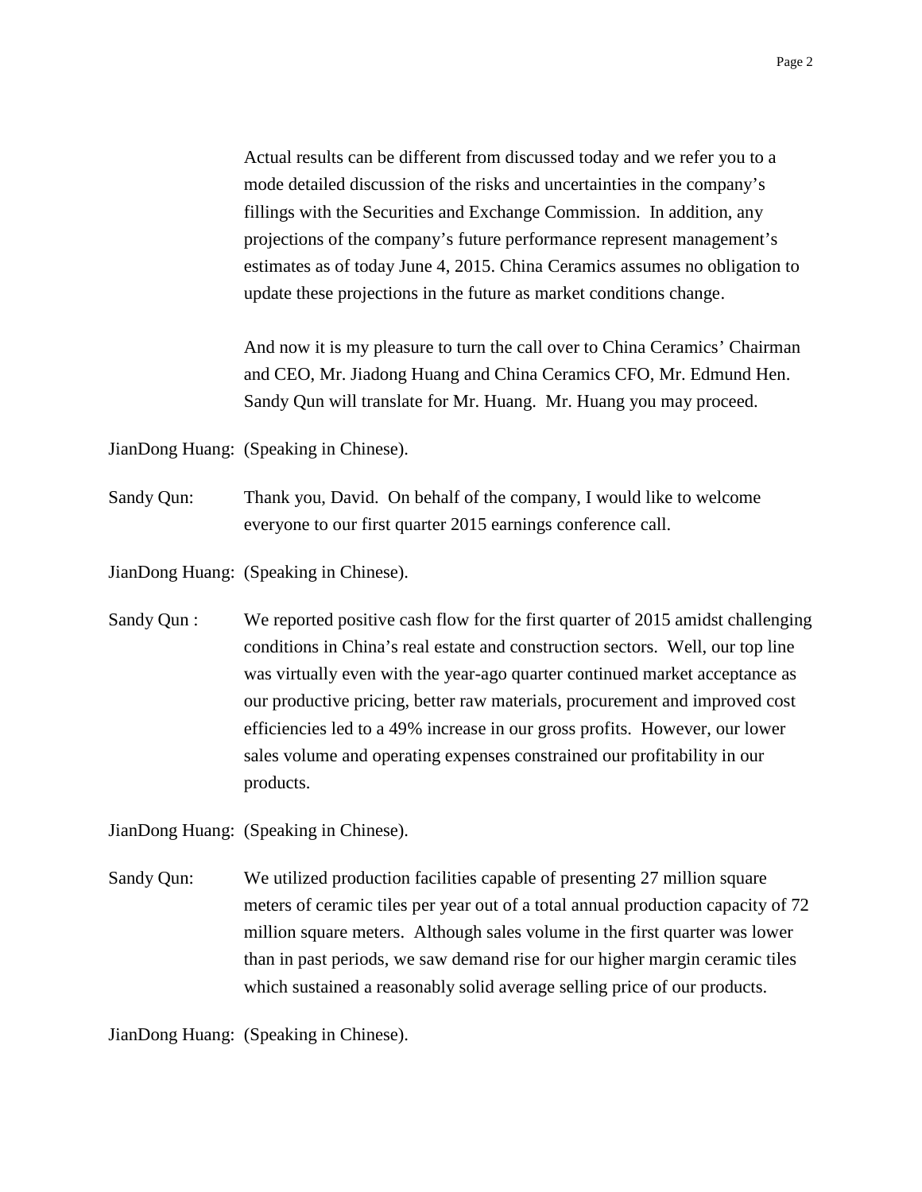Actual results can be different from discussed today and we refer you to a mode detailed discussion of the risks and uncertainties in the company's fillings with the Securities and Exchange Commission. In addition, any projections of the company's future performance represent management's estimates as of today June 4, 2015. China Ceramics assumes no obligation to update these projections in the future as market conditions change.

And now it is my pleasure to turn the call over to China Ceramics' Chairman and CEO, Mr. Jiadong Huang and China Ceramics CFO, Mr. Edmund Hen. Sandy Qun will translate for Mr. Huang. Mr. Huang you may proceed.

JianDong Huang: (Speaking in Chinese).

Sandy Qun: Thank you, David. On behalf of the company, I would like to welcome everyone to our first quarter 2015 earnings conference call.

JianDong Huang: (Speaking in Chinese).

Sandy Qun : We reported positive cash flow for the first quarter of 2015 amidst challenging conditions in China's real estate and construction sectors. Well, our top line was virtually even with the year-ago quarter continued market acceptance as our productive pricing, better raw materials, procurement and improved cost efficiencies led to a 49% increase in our gross profits. However, our lower sales volume and operating expenses constrained our profitability in our products.

JianDong Huang: (Speaking in Chinese).

Sandy Qun: We utilized production facilities capable of presenting 27 million square meters of ceramic tiles per year out of a total annual production capacity of 72 million square meters. Although sales volume in the first quarter was lower than in past periods, we saw demand rise for our higher margin ceramic tiles which sustained a reasonably solid average selling price of our products.

JianDong Huang: (Speaking in Chinese).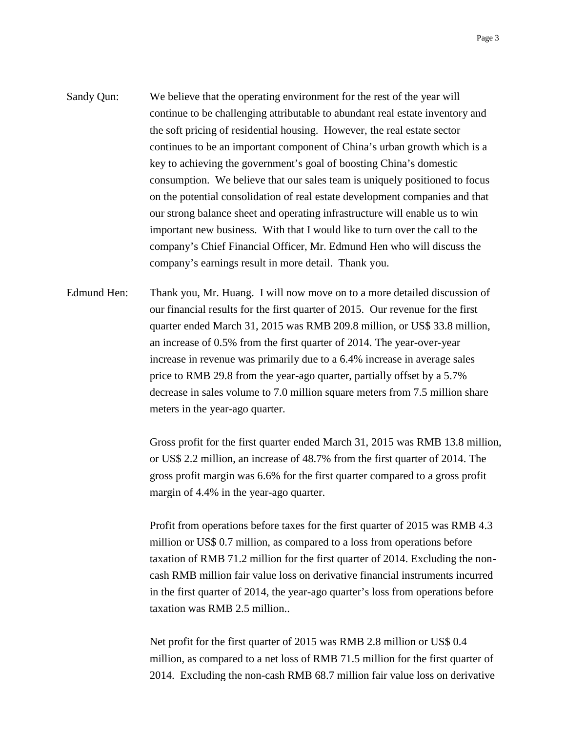Sandy Qun: We believe that the operating environment for the rest of the year will continue to be challenging attributable to abundant real estate inventory and the soft pricing of residential housing. However, the real estate sector continues to be an important component of China's urban growth which is a key to achieving the government's goal of boosting China's domestic consumption. We believe that our sales team is uniquely positioned to focus on the potential consolidation of real estate development companies and that our strong balance sheet and operating infrastructure will enable us to win important new business. With that I would like to turn over the call to the company's Chief Financial Officer, Mr. Edmund Hen who will discuss the company's earnings result in more detail. Thank you.

Edmund Hen: Thank you, Mr. Huang. I will now move on to a more detailed discussion of our financial results for the first quarter of 2015. Our revenue for the first quarter ended March 31, 2015 was RMB 209.8 million, or US$ 33.8 million, an increase of 0.5% from the first quarter of 2014. The year-over-year increase in revenue was primarily due to a 6.4% increase in average sales price to RMB 29.8 from the year-ago quarter, partially offset by a 5.7% decrease in sales volume to 7.0 million square meters from 7.5 million share meters in the year-ago quarter.

Gross profit for the first quarter ended March 31, 2015 was RMB 13.8 million, or US$ 2.2 million, an increase of 48.7% from the first quarter of 2014. The gross profit margin was 6.6% for the first quarter compared to a gross profit margin of 4.4% in the year-ago quarter.

Profit from operations before taxes for the first quarter of 2015 was RMB 4.3 million or US$ 0.7 million, as compared to a loss from operations before taxation of RMB 71.2 million for the first quarter of 2014. Excluding the non-cash RMB million fair value loss on derivative financial instruments incurred in the first quarter of 2014, the year-ago quarter's loss from operations before taxation was RMB 2.5 million..

Net profit for the first quarter of 2015 was RMB 2.8 million or US$ 0.4 million, as compared to a net loss of RMB 71.5 million for the first quarter of 2014. Excluding the non-cash RMB 68.7 million fair value loss on derivative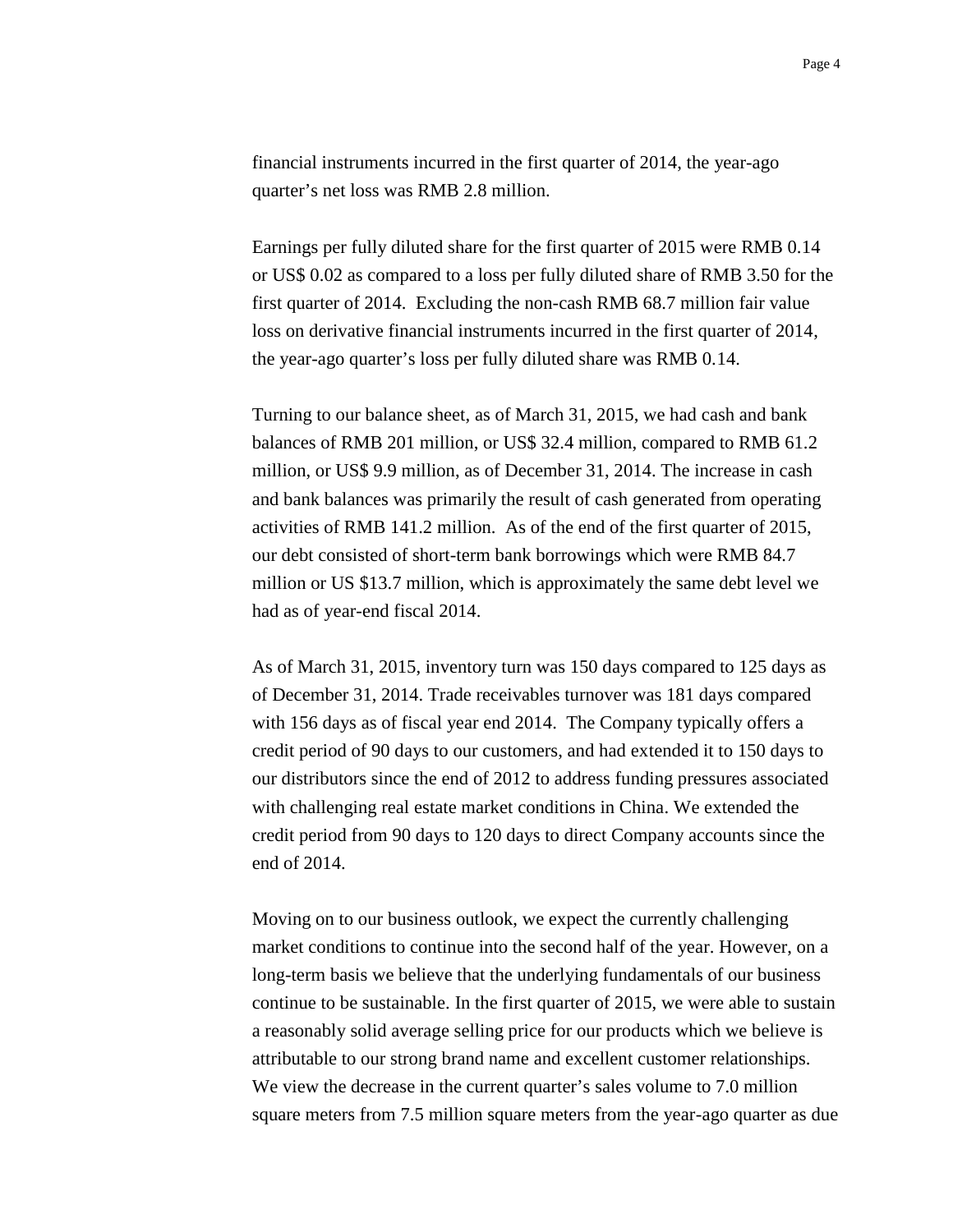financial instruments incurred in the first quarter of 2014, the year-ago quarter's net loss was RMB 2.8 million.

Earnings per fully diluted share for the first quarter of 2015 were RMB 0.14 or US$ 0.02 as compared to a loss per fully diluted share of RMB 3.50 for the first quarter of 2014. Excluding the non-cash RMB 68.7 million fair value loss on derivative financial instruments incurred in the first quarter of 2014, the year-ago quarter's loss per fully diluted share was RMB 0.14.

Turning to our balance sheet, as of March 31, 2015, we had cash and bank balances of RMB 201 million, or US$ 32.4 million, compared to RMB 61.2 million, or US$ 9.9 million, as of December 31, 2014. The increase in cash and bank balances was primarily the result of cash generated from operating activities of RMB 141.2 million. As of the end of the first quarter of 2015, our debt consisted of short-term bank borrowings which were RMB 84.7 million or US $13.7 million, which is approximately the same debt level we had as of year-end fiscal 2014.

As of March 31, 2015, inventory turn was 150 days compared to 125 days as of December 31, 2014. Trade receivables turnover was 181 days compared with 156 days as of fiscal year end 2014. The Company typically offers a credit period of 90 days to our customers, and had extended it to 150 days to our distributors since the end of 2012 to address funding pressures associated with challenging real estate market conditions in China. We extended the credit period from 90 days to 120 days to direct Company accounts since the end of 2014.

Moving on to our business outlook, we expect the currently challenging market conditions to continue into the second half of the year. However, on a long-term basis we believe that the underlying fundamentals of our business continue to be sustainable. In the first quarter of 2015, we were able to sustain a reasonably solid average selling price for our products which we believe is attributable to our strong brand name and excellent customer relationships. We view the decrease in the current quarter's sales volume to 7.0 million square meters from 7.5 million square meters from the year-ago quarter as due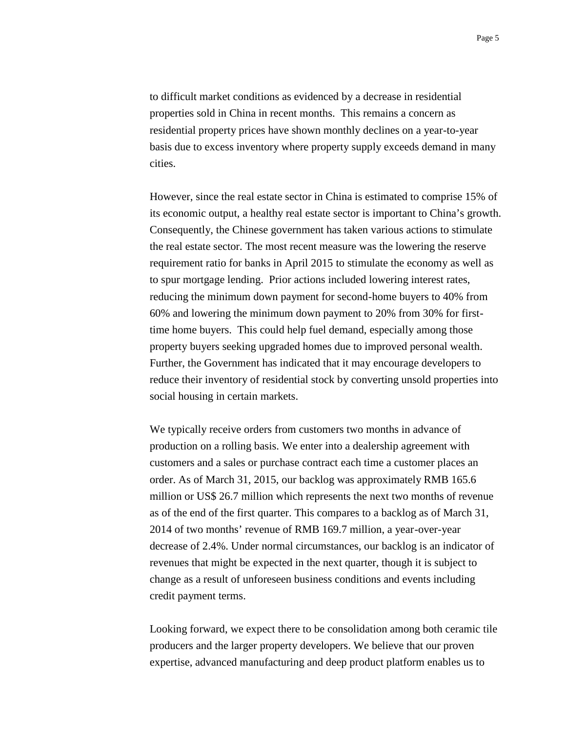to difficult market conditions as evidenced by a decrease in residential properties sold in China in recent months. This remains a concern as residential property prices have shown monthly declines on a year-to-year basis due to excess inventory where property supply exceeds demand in many cities.

However, since the real estate sector in China is estimated to comprise 15% of its economic output, a healthy real estate sector is important to China's growth. Consequently, the Chinese government has taken various actions to stimulate the real estate sector. The most recent measure was the lowering the reserve requirement ratio for banks in April 2015 to stimulate the economy as well as to spur mortgage lending. Prior actions included lowering interest rates, reducing the minimum down payment for second-home buyers to 40% from 60% and lowering the minimum down payment to 20% from 30% for first-time home buyers. This could help fuel demand, especially among those property buyers seeking upgraded homes due to improved personal wealth. Further, the Government has indicated that it may encourage developers to reduce their inventory of residential stock by converting unsold properties into social housing in certain markets.

We typically receive orders from customers two months in advance of production on a rolling basis. We enter into a dealership agreement with customers and a sales or purchase contract each time a customer places an order. As of March 31, 2015, our backlog was approximately RMB 165.6 million or US$ 26.7 million which represents the next two months of revenue as of the end of the first quarter. This compares to a backlog as of March 31, 2014 of two months' revenue of RMB 169.7 million, a year-over-year decrease of 2.4%. Under normal circumstances, our backlog is an indicator of revenues that might be expected in the next quarter, though it is subject to change as a result of unforeseen business conditions and events including credit payment terms.

Looking forward, we expect there to be consolidation among both ceramic tile producers and the larger property developers. We believe that our proven expertise, advanced manufacturing and deep product platform enables us to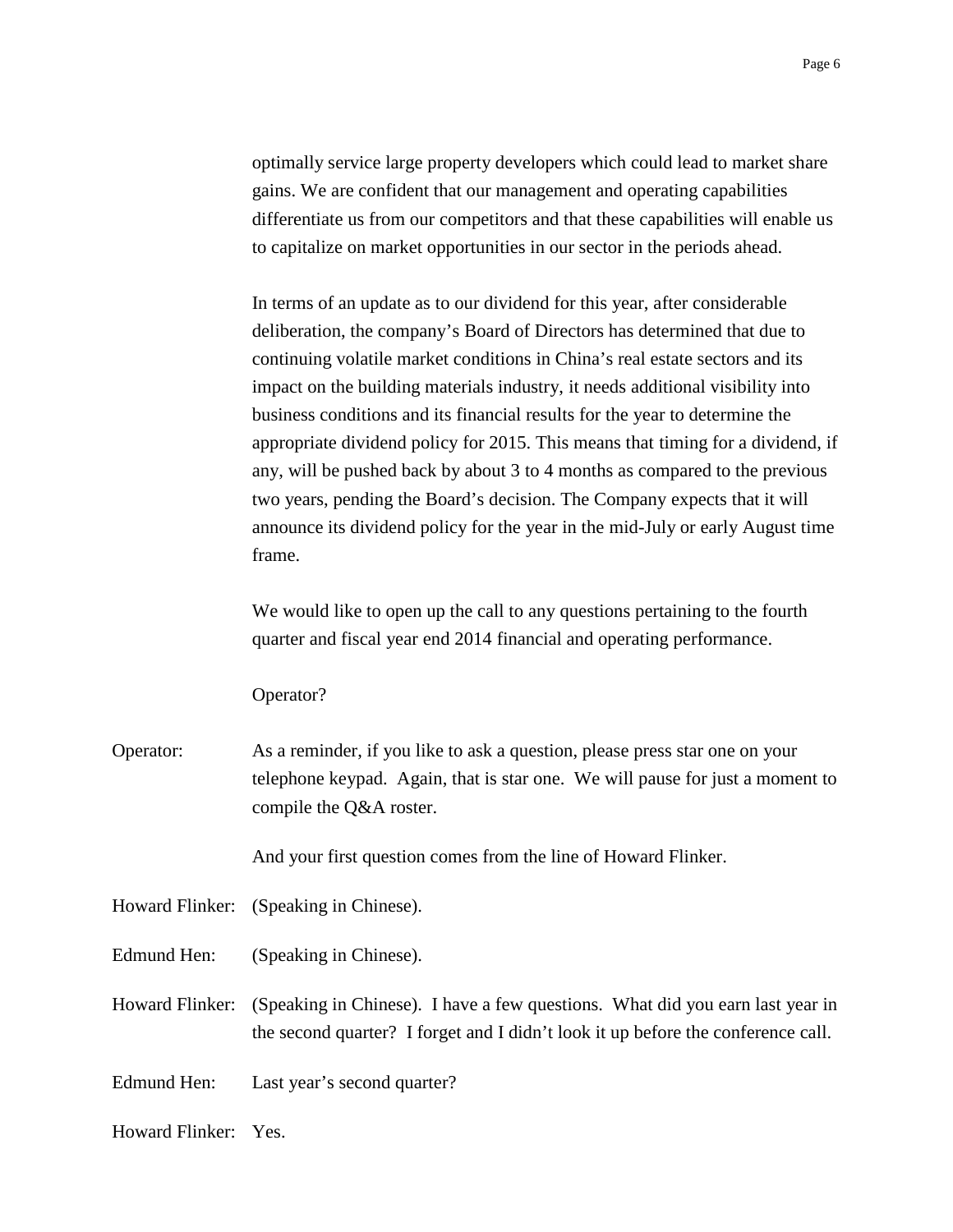optimally service large property developers which could lead to market share gains. We are confident that our management and operating capabilities differentiate us from our competitors and that these capabilities will enable us to capitalize on market opportunities in our sector in the periods ahead.

In terms of an update as to our dividend for this year, after considerable deliberation, the company's Board of Directors has determined that due to continuing volatile market conditions in China's real estate sectors and its impact on the building materials industry, it needs additional visibility into business conditions and its financial results for the year to determine the appropriate dividend policy for 2015. This means that timing for a dividend, if any, will be pushed back by about 3 to 4 months as compared to the previous two years, pending the Board's decision. The Company expects that it will announce its dividend policy for the year in the mid-July or early August time frame.

We would like to open up the call to any questions pertaining to the fourth quarter and fiscal year end 2014 financial and operating performance.

Operator?

Operator: As a reminder, if you like to ask a question, please press star one on your telephone keypad. Again, that is star one. We will pause for just a moment to compile the Q&A roster.

And your first question comes from the line of Howard Flinker.

Howard Flinker: (Speaking in Chinese).

Edmund Hen: (Speaking in Chinese).

Howard Flinker: (Speaking in Chinese). I have a few questions. What did you earn last year in the second quarter? I forget and I didn't look it up before the conference call.

Edmund Hen: Last year's second quarter?

Howard Flinker: Yes.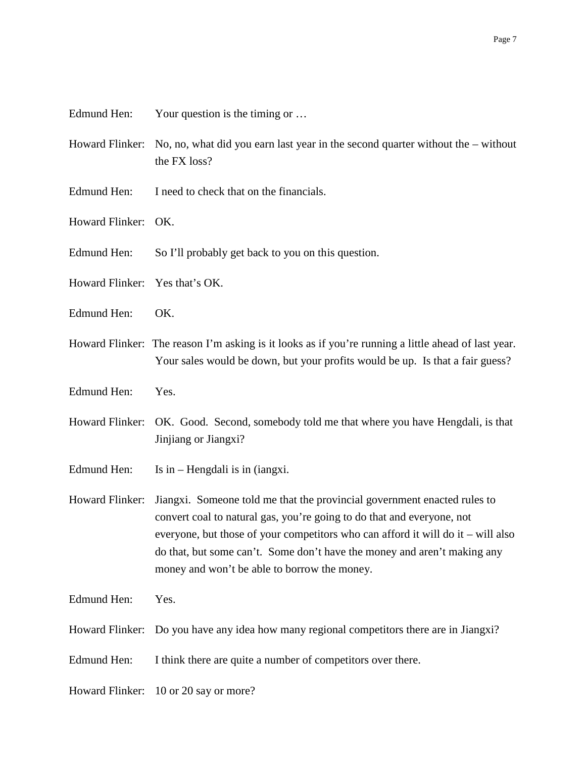Edmund Hen: Your question is the timing or …

Howard Flinker: No, no, what did you earn last year in the second quarter without the – without the FX loss?

Edmund Hen: I need to check that on the financials.

Howard Flinker: OK.

Edmund Hen: So I'll probably get back to you on this question.

Howard Flinker: Yes that's OK.

Edmund Hen: OK.

Howard Flinker: The reason I'm asking is it looks as if you're running a little ahead of last year. Your sales would be down, but your profits would be up. Is that a fair guess?

Edmund Hen: Yes.

Howard Flinker: OK. Good. Second, somebody told me that where you have Hengdali, is that Jinjiang or Jiangxi?

Edmund Hen: Is in – Hengdali is in (iangxi.

Howard Flinker: Jiangxi. Someone told me that the provincial government enacted rules to convert coal to natural gas, you're going to do that and everyone, not everyone, but those of your competitors who can afford it will do it – will also do that, but some can't. Some don't have the money and aren't making any money and won't be able to borrow the money.

Edmund Hen: Yes.

Howard Flinker: Do you have any idea how many regional competitors there are in Jiangxi?

Edmund Hen: I think there are quite a number of competitors over there.

Howard Flinker: 10 or 20 say or more?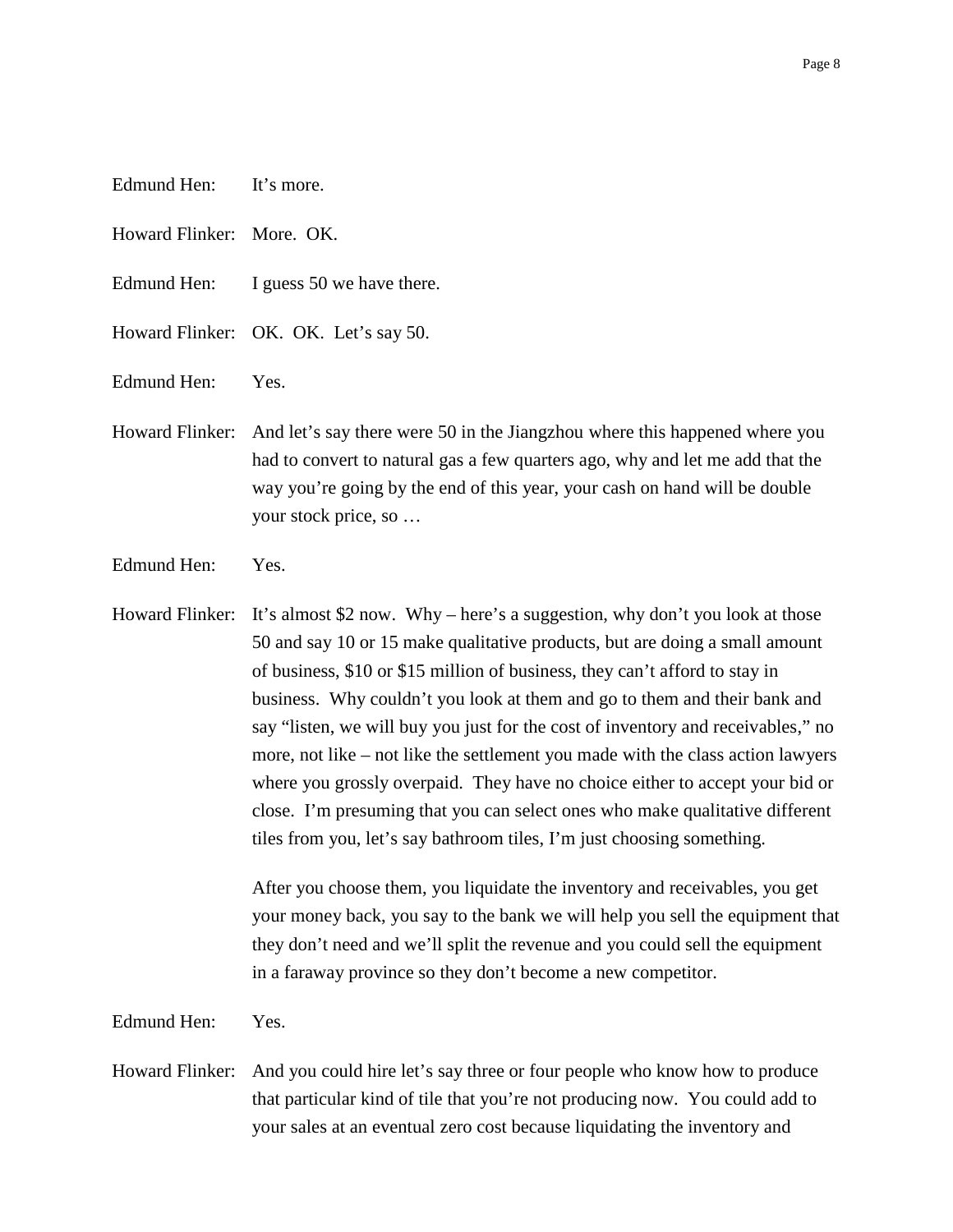Edmund Hen: It's more.

Howard Flinker: More. OK.

Edmund Hen: I guess 50 we have there.

Howard Flinker: OK. OK. Let's say 50.

Edmund Hen: Yes.

Howard Flinker: And let's say there were 50 in the Jiangzhou where this happened where you had to convert to natural gas a few quarters ago, why and let me add that the way you're going by the end of this year, your cash on hand will be double your stock price, so …

Edmund Hen: Yes.

Howard Flinker: It's almost $2 now. Why – here's a suggestion, why don't you look at those 50 and say 10 or 15 make qualitative products, but are doing a small amount of business, $10 or $15 million of business, they can't afford to stay in business. Why couldn't you look at them and go to them and their bank and say "listen, we will buy you just for the cost of inventory and receivables," no more, not like – not like the settlement you made with the class action lawyers where you grossly overpaid. They have no choice either to accept your bid or close. I'm presuming that you can select ones who make qualitative different tiles from you, let's say bathroom tiles, I'm just choosing something.

After you choose them, you liquidate the inventory and receivables, you get your money back, you say to the bank we will help you sell the equipment that they don't need and we'll split the revenue and you could sell the equipment in a faraway province so they don't become a new competitor.

Edmund Hen: Yes.

Howard Flinker: And you could hire let's say three or four people who know how to produce that particular kind of tile that you're not producing now. You could add to your sales at an eventual zero cost because liquidating the inventory and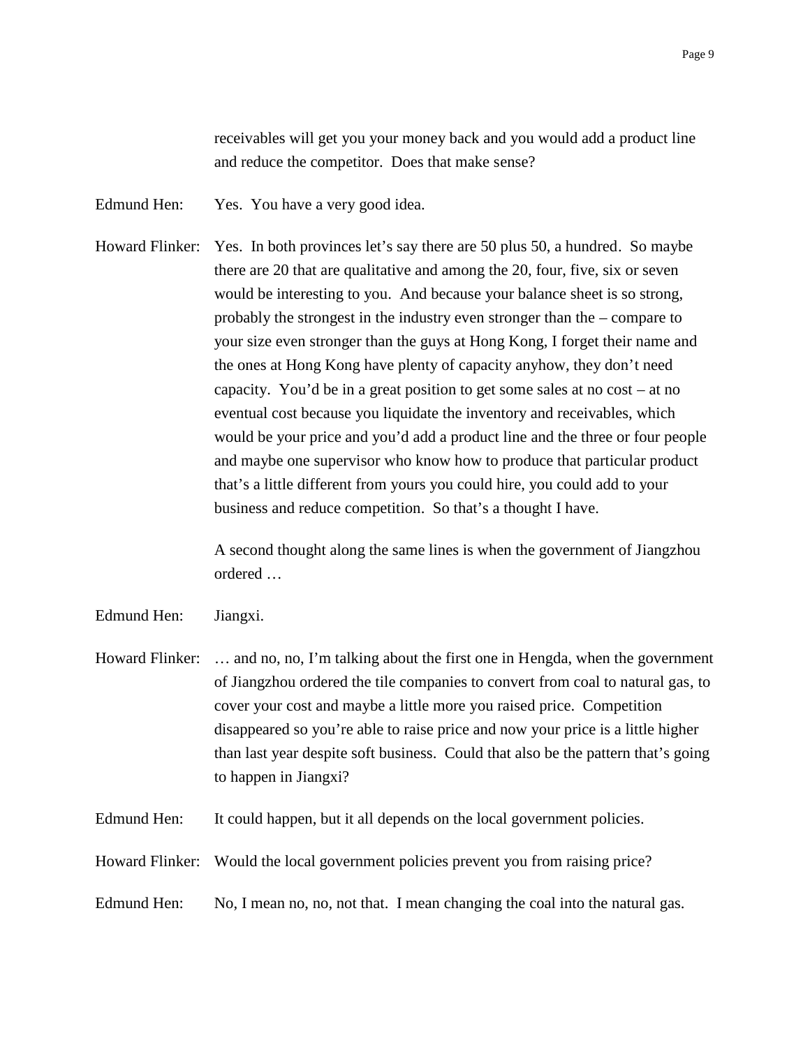receivables will get you your money back and you would add a product line and reduce the competitor. Does that make sense?

Edmund Hen: Yes. You have a very good idea.

Howard Flinker: Yes. In both provinces let's say there are 50 plus 50, a hundred. So maybe there are 20 that are qualitative and among the 20, four, five, six or seven would be interesting to you. And because your balance sheet is so strong, probably the strongest in the industry even stronger than the – compare to your size even stronger than the guys at Hong Kong, I forget their name and the ones at Hong Kong have plenty of capacity anyhow, they don't need capacity. You'd be in a great position to get some sales at no cost – at no eventual cost because you liquidate the inventory and receivables, which would be your price and you'd add a product line and the three or four people and maybe one supervisor who know how to produce that particular product that's a little different from yours you could hire, you could add to your business and reduce competition. So that's a thought I have.

A second thought along the same lines is when the government of Jiangzhou ordered …

Edmund Hen: Jiangxi.

Howard Flinker: … and no, no, I'm talking about the first one in Hengda, when the government of Jiangzhou ordered the tile companies to convert from coal to natural gas, to cover your cost and maybe a little more you raised price. Competition disappeared so you're able to raise price and now your price is a little higher than last year despite soft business. Could that also be the pattern that's going to happen in Jiangxi?

Edmund Hen: It could happen, but it all depends on the local government policies.

Howard Flinker: Would the local government policies prevent you from raising price?

Edmund Hen: No, I mean no, no, not that. I mean changing the coal into the natural gas.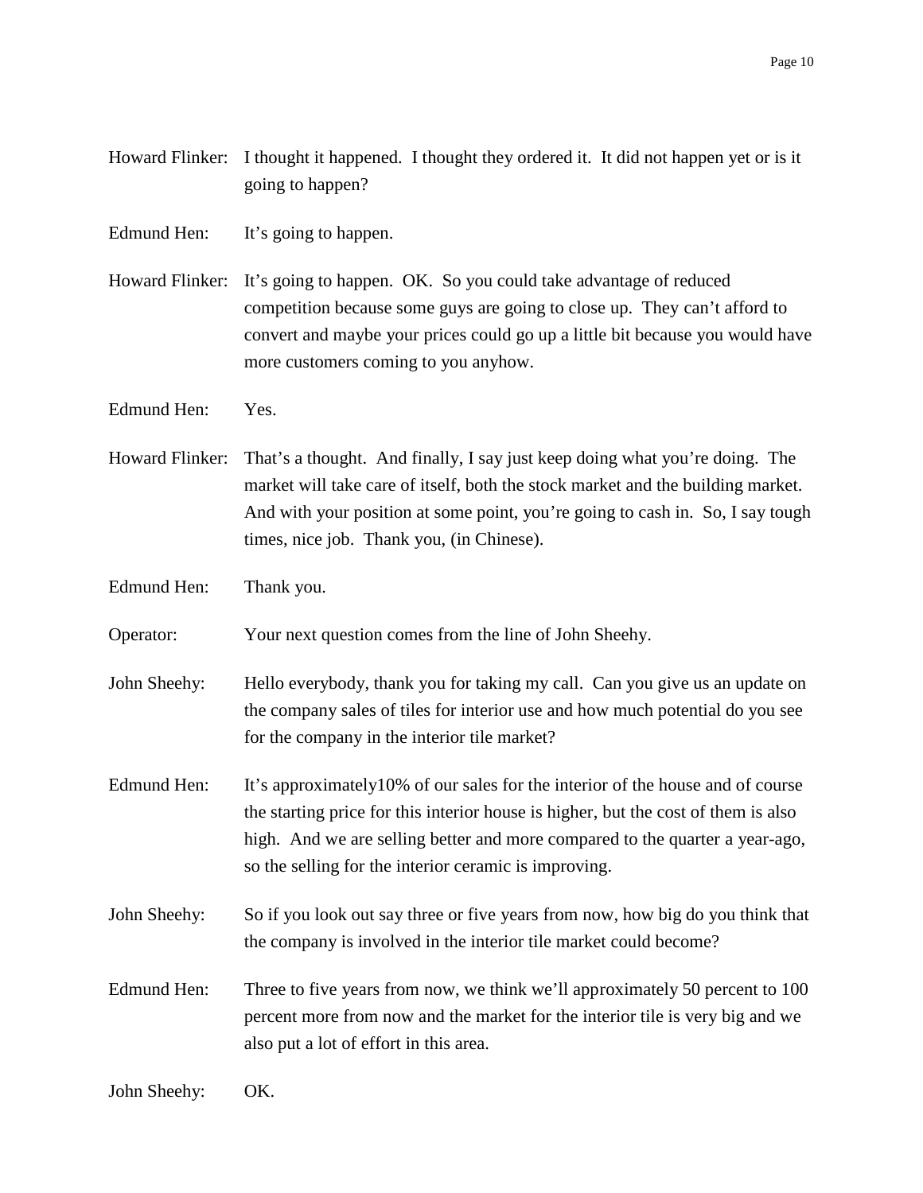Howard Flinker: I thought it happened. I thought they ordered it. It did not happen yet or is it going to happen?

Edmund Hen: It's going to happen.

Howard Flinker: It's going to happen. OK. So you could take advantage of reduced competition because some guys are going to close up. They can't afford to convert and maybe your prices could go up a little bit because you would have more customers coming to you anyhow.

Edmund Hen: Yes.

Howard Flinker: That's a thought. And finally, I say just keep doing what you're doing. The market will take care of itself, both the stock market and the building market. And with your position at some point, you're going to cash in. So, I say tough times, nice job. Thank you, (in Chinese).

Edmund Hen: Thank you.

Operator: Your next question comes from the line of John Sheehy.

John Sheehy: Hello everybody, thank you for taking my call. Can you give us an update on the company sales of tiles for interior use and how much potential do you see for the company in the interior tile market?

Edmund Hen: It's approximately10% of our sales for the interior of the house and of course the starting price for this interior house is higher, but the cost of them is also high. And we are selling better and more compared to the quarter a year-ago, so the selling for the interior ceramic is improving.

John Sheehy: So if you look out say three or five years from now, how big do you think that the company is involved in the interior tile market could become?

Edmund Hen: Three to five years from now, we think we'll approximately 50 percent to 100 percent more from now and the market for the interior tile is very big and we also put a lot of effort in this area.

John Sheehy: OK.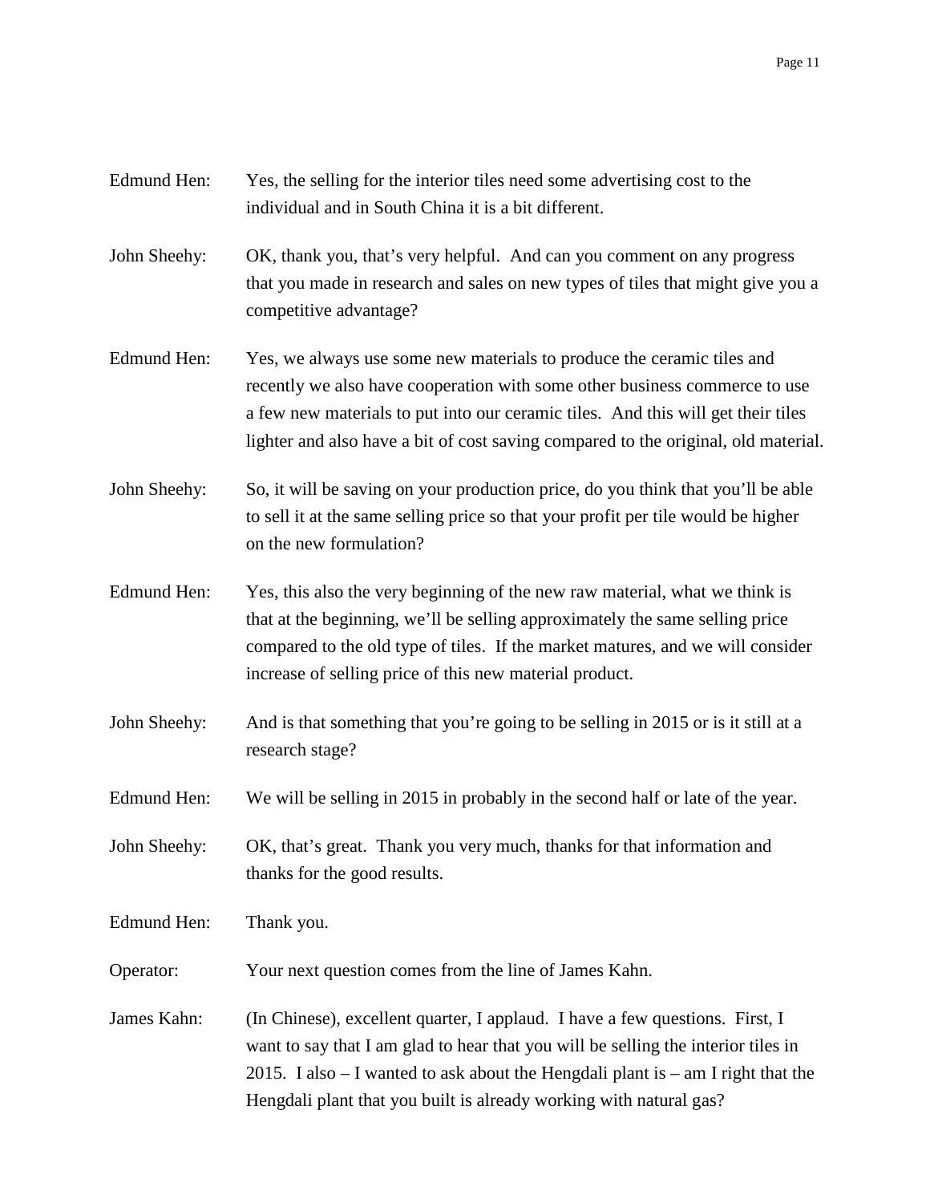Edmund Hen: Yes, the selling for the interior tiles need some advertising cost to the individual and in South China it is a bit different.

John Sheehy: OK, thank you, that's very helpful. And can you comment on any progress that you made in research and sales on new types of tiles that might give you a competitive advantage?

Edmund Hen: Yes, we always use some new materials to produce the ceramic tiles and recently we also have cooperation with some other business commerce to use a few new materials to put into our ceramic tiles. And this will get their tiles lighter and also have a bit of cost saving compared to the original, old material.

John Sheehy: So, it will be saving on your production price, do you think that you'll be able to sell it at the same selling price so that your profit per tile would be higher on the new formulation?

Edmund Hen: Yes, this also the very beginning of the new raw material, what we think is that at the beginning, we'll be selling approximately the same selling price compared to the old type of tiles. If the market matures, and we will consider increase of selling price of this new material product.

John Sheehy: And is that something that you're going to be selling in 2015 or is it still at a research stage?

Edmund Hen: We will be selling in 2015 in probably in the second half or late of the year.

John Sheehy: OK, that's great. Thank you very much, thanks for that information and thanks for the good results.

Edmund Hen: Thank you.

Operator: Your next question comes from the line of James Kahn.

James Kahn: (In Chinese), excellent quarter, I applaud. I have a few questions. First, I want to say that I am glad to hear that you will be selling the interior tiles in 2015. I also – I wanted to ask about the Hengdali plant is – am I right that the Hengdali plant that you built is already working with natural gas?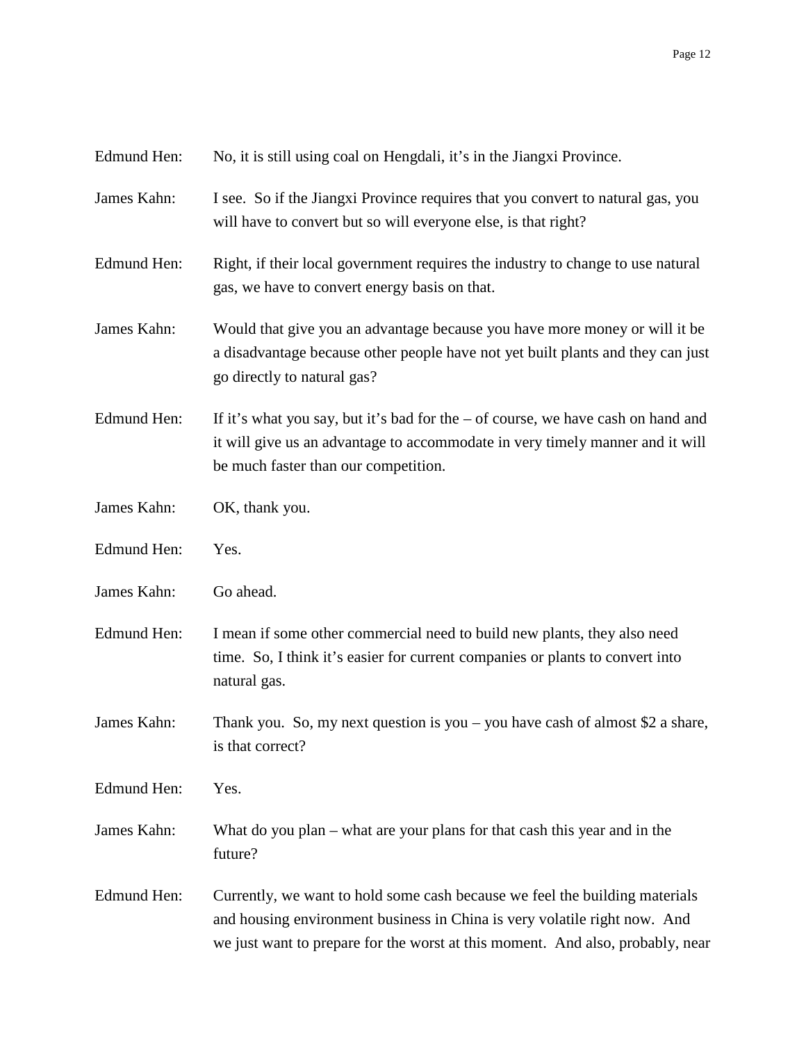Edmund Hen: No, it is still using coal on Hengdali, it's in the Jiangxi Province.

James Kahn: I see. So if the Jiangxi Province requires that you convert to natural gas, you will have to convert but so will everyone else, is that right?

Edmund Hen: Right, if their local government requires the industry to change to use natural gas, we have to convert energy basis on that.

James Kahn: Would that give you an advantage because you have more money or will it be a disadvantage because other people have not yet built plants and they can just go directly to natural gas?

Edmund Hen: If it's what you say, but it's bad for the – of course, we have cash on hand and it will give us an advantage to accommodate in very timely manner and it will be much faster than our competition.

James Kahn: OK, thank you.

Edmund Hen: Yes.

James Kahn: Go ahead.

Edmund Hen: I mean if some other commercial need to build new plants, they also need time. So, I think it's easier for current companies or plants to convert into natural gas.

James Kahn: Thank you. So, my next question is you – you have cash of almost $2 a share, is that correct?

Edmund Hen: Yes.

James Kahn: What do you plan – what are your plans for that cash this year and in the future?

Edmund Hen: Currently, we want to hold some cash because we feel the building materials and housing environment business in China is very volatile right now. And we just want to prepare for the worst at this moment. And also, probably, near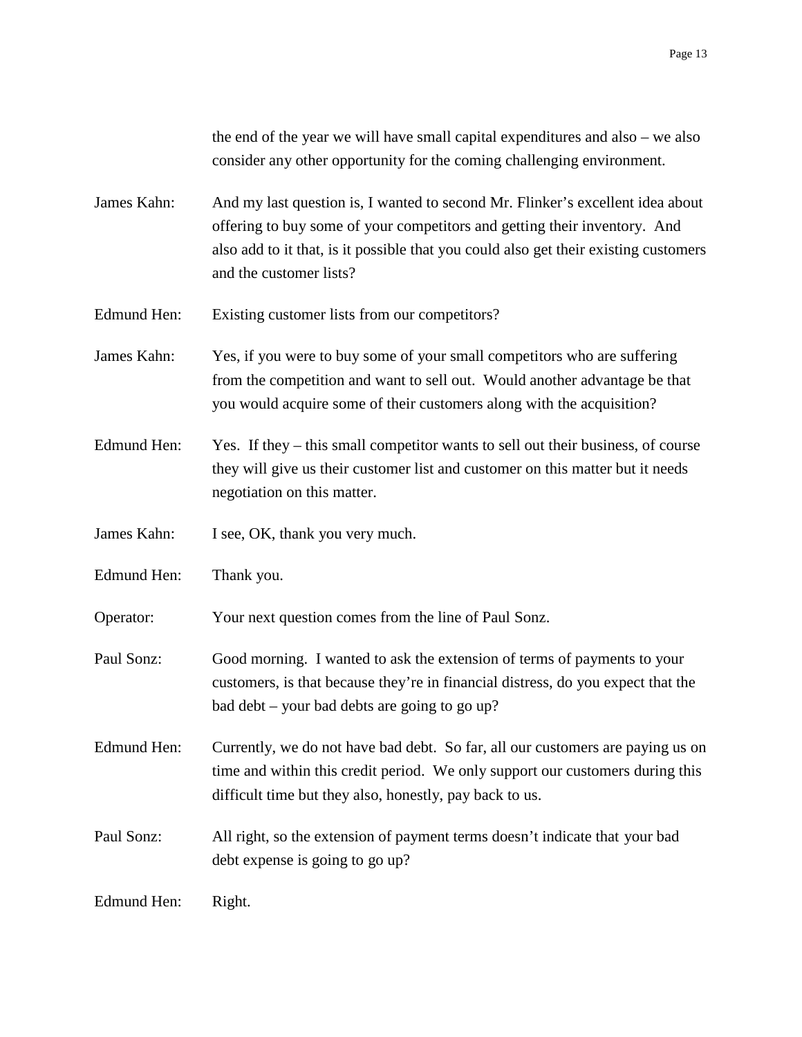the end of the year we will have small capital expenditures and also – we also consider any other opportunity for the coming challenging environment.

James Kahn: And my last question is, I wanted to second Mr. Flinker's excellent idea about offering to buy some of your competitors and getting their inventory. And also add to it that, is it possible that you could also get their existing customers and the customer lists?

Edmund Hen: Existing customer lists from our competitors?

James Kahn: Yes, if you were to buy some of your small competitors who are suffering from the competition and want to sell out. Would another advantage be that you would acquire some of their customers along with the acquisition?

Edmund Hen: Yes. If they – this small competitor wants to sell out their business, of course they will give us their customer list and customer on this matter but it needs negotiation on this matter.

James Kahn: I see, OK, thank you very much.

Edmund Hen: Thank you.

Operator: Your next question comes from the line of Paul Sonz.

Paul Sonz: Good morning. I wanted to ask the extension of terms of payments to your customers, is that because they're in financial distress, do you expect that the bad debt – your bad debts are going to go up?

Edmund Hen: Currently, we do not have bad debt. So far, all our customers are paying us on time and within this credit period. We only support our customers during this difficult time but they also, honestly, pay back to us.

Paul Sonz: All right, so the extension of payment terms doesn't indicate that your bad debt expense is going to go up?

Edmund Hen: Right.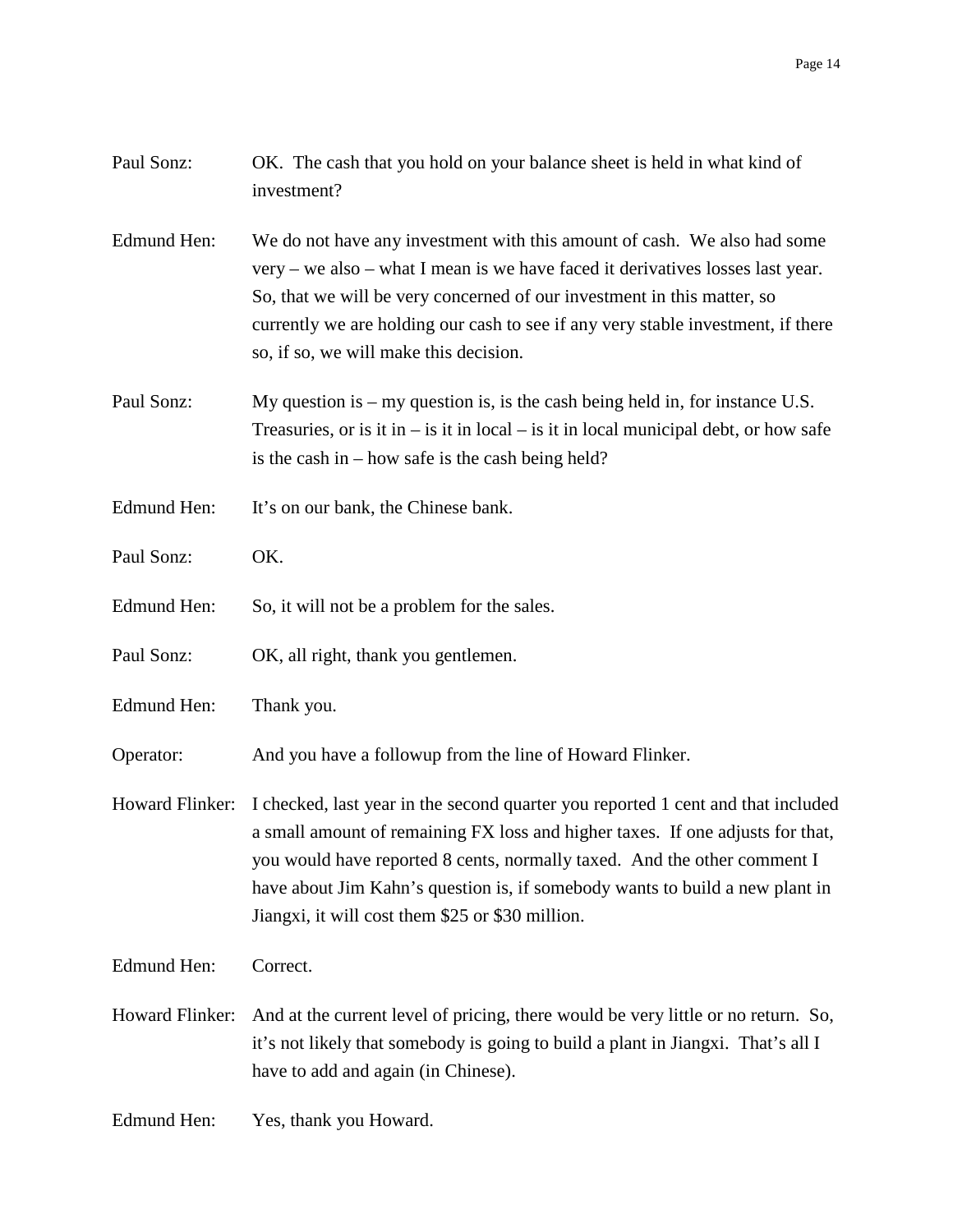Paul Sonz: OK. The cash that you hold on your balance sheet is held in what kind of investment?

Edmund Hen: We do not have any investment with this amount of cash. We also had some very – we also – what I mean is we have faced it derivatives losses last year. So, that we will be very concerned of our investment in this matter, so currently we are holding our cash to see if any very stable investment, if there so, if so, we will make this decision.

Paul Sonz: My question is – my question is, is the cash being held in, for instance U.S. Treasuries, or is it in – is it in local – is it in local municipal debt, or how safe is the cash in – how safe is the cash being held?

Edmund Hen: It's on our bank, the Chinese bank.

Paul Sonz: OK.

Edmund Hen: So, it will not be a problem for the sales.

Paul Sonz: OK, all right, thank you gentlemen.

Edmund Hen: Thank you.

Operator: And you have a followup from the line of Howard Flinker.

Howard Flinker: I checked, last year in the second quarter you reported 1 cent and that included a small amount of remaining FX loss and higher taxes. If one adjusts for that, you would have reported 8 cents, normally taxed. And the other comment I have about Jim Kahn's question is, if somebody wants to build a new plant in Jiangxi, it will cost them $25 or $30 million.

Edmund Hen: Correct.

Howard Flinker: And at the current level of pricing, there would be very little or no return. So, it's not likely that somebody is going to build a plant in Jiangxi. That's all I have to add and again (in Chinese).

Edmund Hen: Yes, thank you Howard.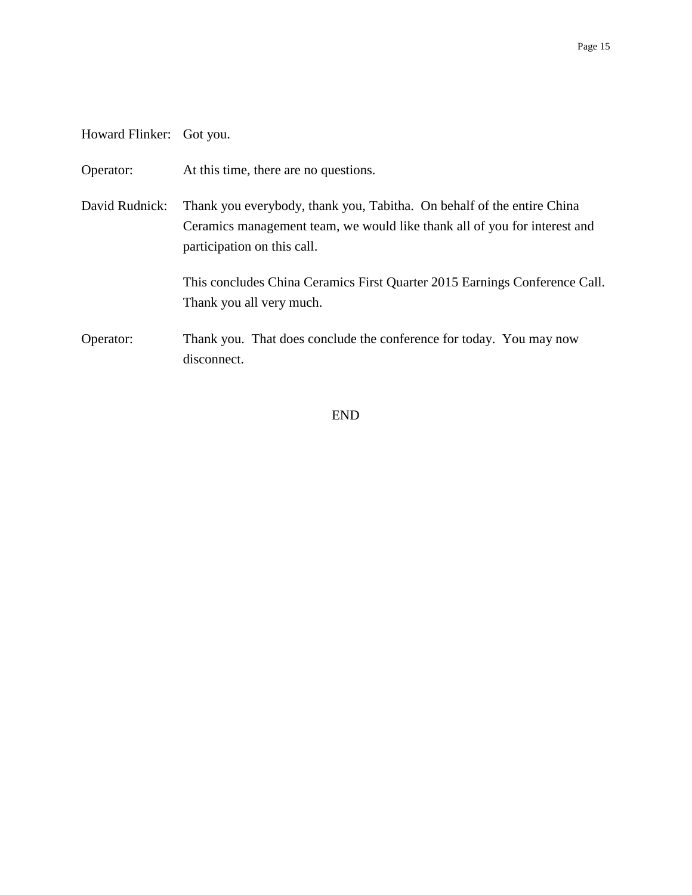Howard Flinker: Got you.

Operator: At this time, there are no questions.

David Rudnick: Thank you everybody, thank you, Tabitha. On behalf of the entire China Ceramics management team, we would like thank all of you for interest and participation on this call.

This concludes China Ceramics First Quarter 2015 Earnings Conference Call. Thank you all very much.

Operator: Thank you. That does conclude the conference for today. You may now disconnect.

END